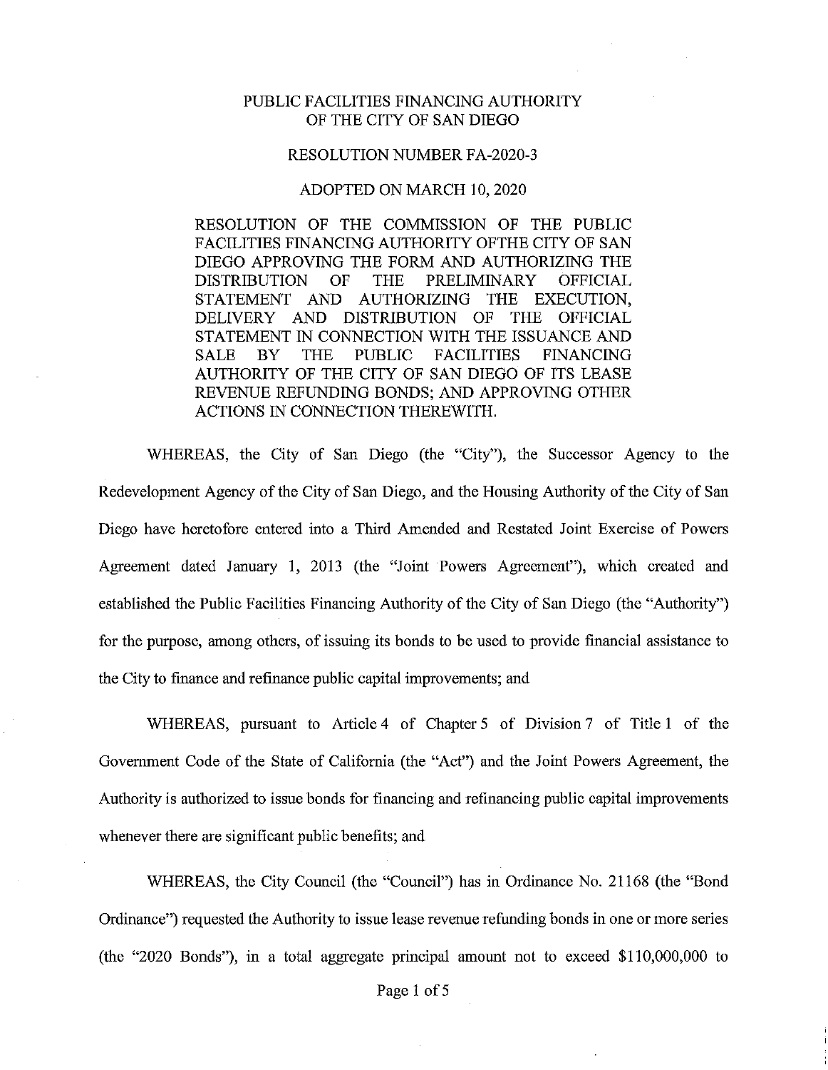PUBLIC FACILITIES FINANCING AUTHORITY
OF THE CITY OF SAN DIEGO

RESOLUTION NUMBER FA-2020-3

ADOPTED ON MARCH 10, 2020

RESOLUTION OF THE COMMISSION OF THE PUBLIC FACILITIES FINANCING AUTHORITY OFTHE CITY OF SAN DIEGO APPROVING THE FORM AND AUTHORIZING THE DISTRIBUTION OF THE PRELIMINARY OFFICIAL STATEMENT AND AUTHORIZING THE EXECUTION, DELIVERY AND DISTRIBUTION OF THE OFFICIAL STATEMENT IN CONNECTION WITH THE ISSUANCE AND SALE BY THE PUBLIC FACILITIES FINANCING AUTHORITY OF THE CITY OF SAN DIEGO OF ITS LEASE REVENUE REFUNDING BONDS; AND APPROVING OTHER ACTIONS IN CONNECTION THEREWITH.

WHEREAS, the City of San Diego (the "City"), the Successor Agency to the Redevelopment Agency of the City of San Diego, and the Housing Authority of the City of San Diego have heretofore entered into a Third Amended and Restated Joint Exercise of Powers Agreement dated January 1, 2013 (the "Joint Powers Agreement"), which created and established the Public Facilities Financing Authority of the City of San Diego (the "Authority") for the purpose, among others, of issuing its bonds to be used to provide financial assistance to the City to finance and refinance public capital improvements; and

WHEREAS, pursuant to Article 4 of Chapter 5 of Division 7 of Title 1 of the Government Code of the State of California (the "Act") and the Joint Powers Agreement, the Authority is authorized to issue bonds for financing and refinancing public capital improvements whenever there are significant public benefits; and

WHEREAS, the City Council (the "Council") has in Ordinance No. 21168 (the "Bond Ordinance") requested the Authority to issue lease revenue refunding bonds in one or more series (the "2020 Bonds"), in a total aggregate principal amount not to exceed $110,000,000 to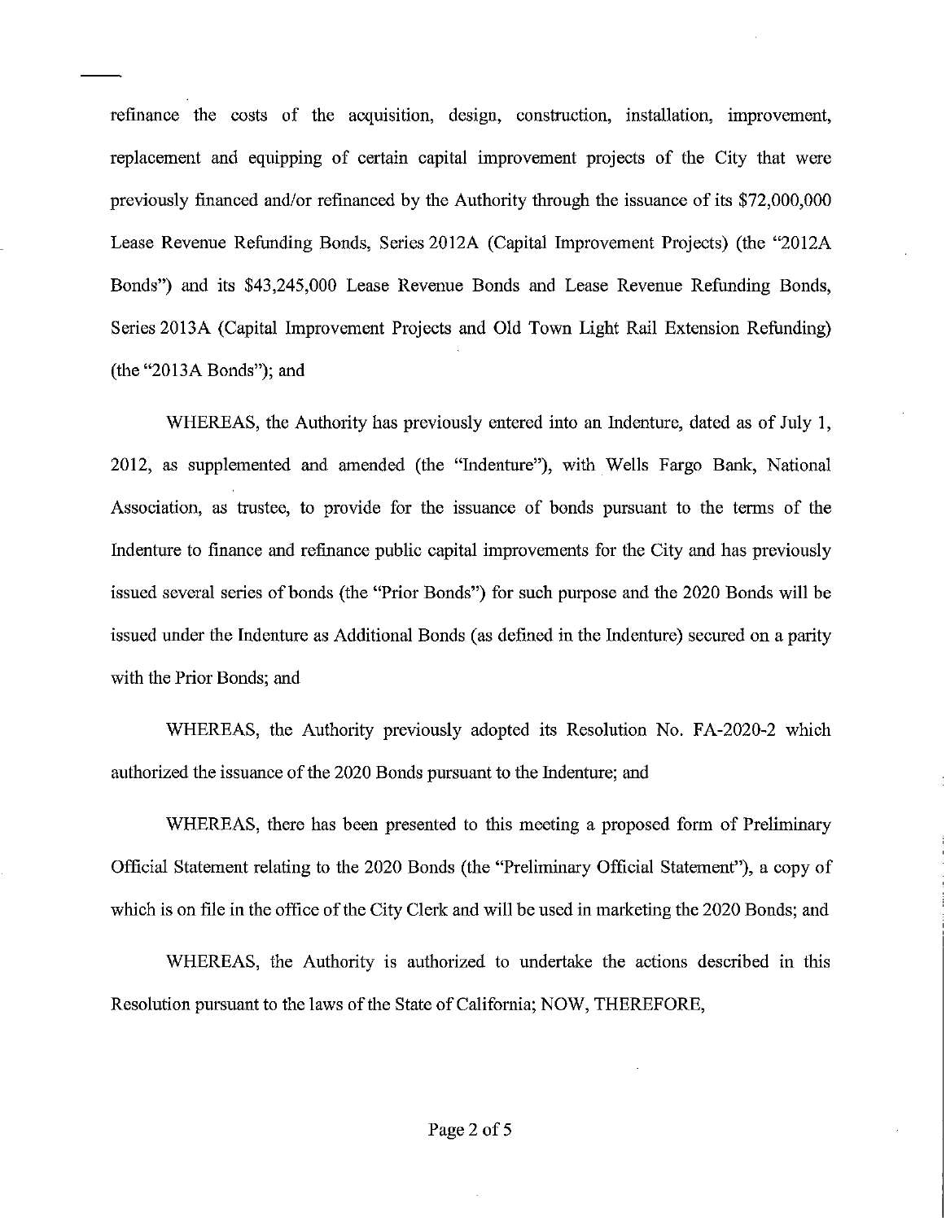refinance the costs of the acquisition, design, construction, installation, improvement, replacement and equipping of certain capital improvement projects of the City that were previously financed and/or refinanced by the Authority through the issuance of its $72,000,000 Lease Revenue Refunding Bonds, Series 2012A (Capital Improvement Projects) (the "2012A Bonds") and its $43,245,000 Lease Revenue Bonds and Lease Revenue Refunding Bonds, Series 2013A (Capital Improvement Projects and Old Town Light Rail Extension Refunding) (the "2013A Bonds"); and

WHEREAS, the Authority has previously entered into an Indenture, dated as of July 1, 2012, as supplemented and amended (the "Indenture"), with Wells Fargo Bank, National Association, as trustee, to provide for the issuance of bonds pursuant to the terms of the Indenture to finance and refinance public capital improvements for the City and has previously issued several series of bonds (the "Prior Bonds") for such purpose and the 2020 Bonds will be issued under the Indenture as Additional Bonds (as defined in the Indenture) secured on a parity with the Prior Bonds; and

WHEREAS, the Authority previously adopted its Resolution No. FA-2020-2 which authorized the issuance of the 2020 Bonds pursuant to the Indenture; and

WHEREAS, there has been presented to this meeting a proposed form of Preliminary Official Statement relating to the 2020 Bonds (the "Preliminary Official Statement"), a copy of which is on file in the office of the City Clerk and will be used in marketing the 2020 Bonds; and

WHEREAS, the Authority is authorized to undertake the actions described in this Resolution pursuant to the laws of the State of California; NOW, THEREFORE,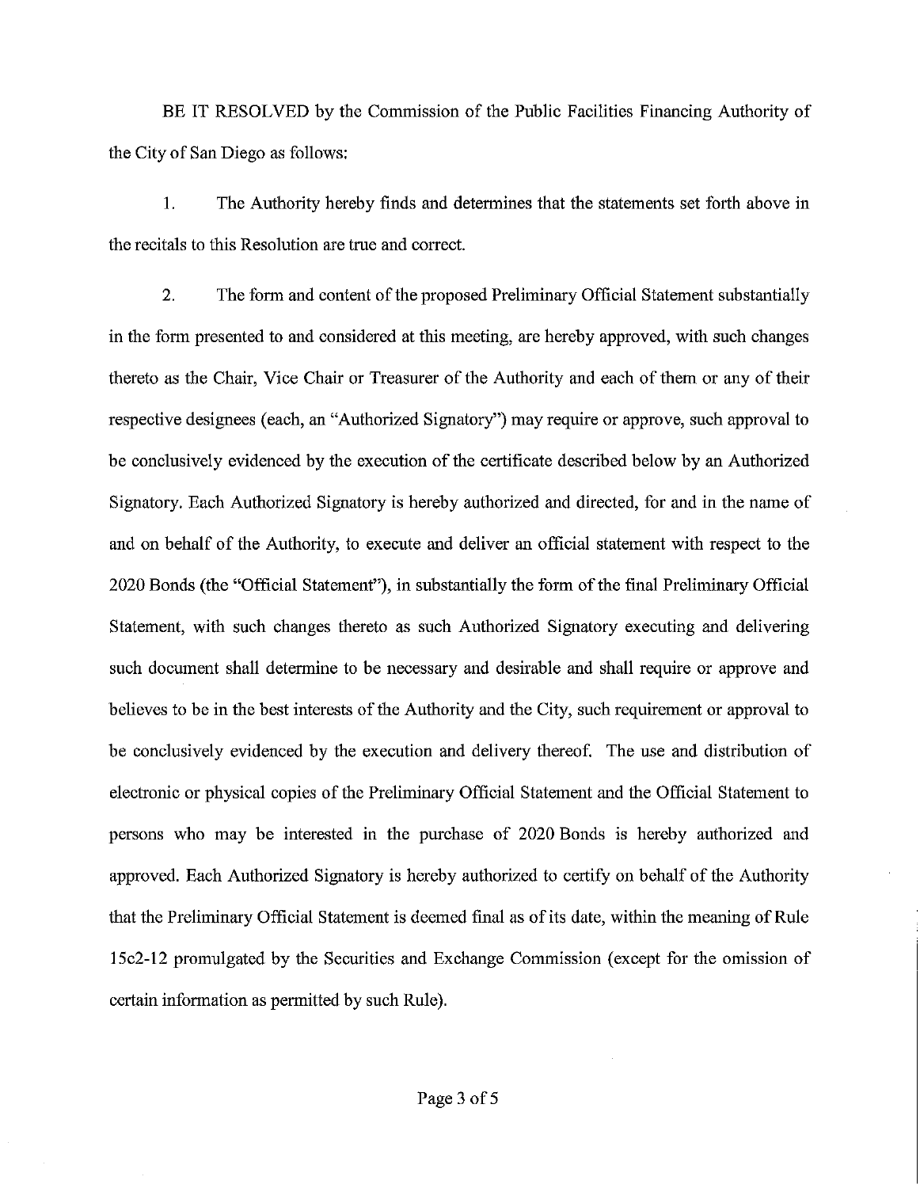BE IT RESOLVED by the Commission of the Public Facilities Financing Authority of the City of San Diego as follows:

1. The Authority hereby finds and determines that the statements set forth above in the recitals to this Resolution are true and correct.

2. The form and content of the proposed Preliminary Official Statement substantially in the form presented to and considered at this meeting, are hereby approved, with such changes thereto as the Chair, Vice Chair or Treasurer of the Authority and each of them or any of their respective designees (each, an "Authorized Signatory") may require or approve, such approval to be conclusively evidenced by the execution of the certificate described below by an Authorized Signatory. Each Authorized Signatory is hereby authorized and directed, for and in the name of and on behalf of the Authority, to execute and deliver an official statement with respect to the 2020 Bonds (the "Official Statement"), in substantially the form of the final Preliminary Official Statement, with such changes thereto as such Authorized Signatory executing and delivering such document shall determine to be necessary and desirable and shall require or approve and believes to be in the best interests of the Authority and the City, such requirement or approval to be conclusively evidenced by the execution and delivery thereof. The use and distribution of electronic or physical copies of the Preliminary Official Statement and the Official Statement to persons who may be interested in the purchase of 2020 Bonds is hereby authorized and approved. Each Authorized Signatory is hereby authorized to certify on behalf of the Authority that the Preliminary Official Statement is deemed final as of its date, within the meaning of Rule 15c2-12 promulgated by the Securities and Exchange Commission (except for the omission of certain information as permitted by such Rule).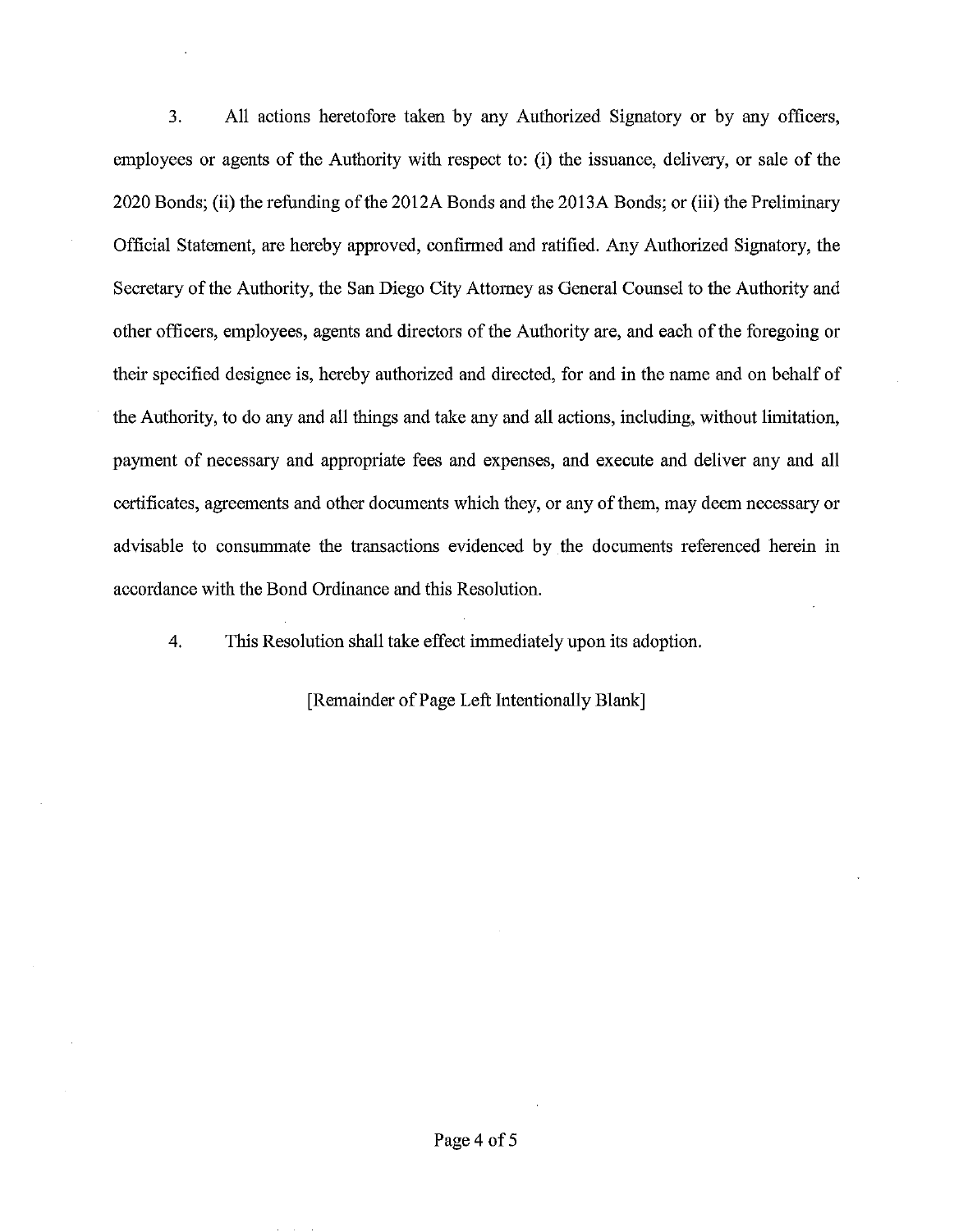3. All actions heretofore taken by any Authorized Signatory or by any officers, employees or agents of the Authority with respect to: (i) the issuance, delivery, or sale of the 2020 Bonds; (ii) the refunding of the 2012A Bonds and the 2013A Bonds; or (iii) the Preliminary Official Statement, are hereby approved, confirmed and ratified. Any Authorized Signatory, the Secretary of the Authority, the San Diego City Attorney as General Counsel to the Authority and other officers, employees, agents and directors of the Authority are, and each of the foregoing or their specified designee is, hereby authorized and directed, for and in the name and on behalf of the Authority, to do any and all things and take any and all actions, including, without limitation, payment of necessary and appropriate fees and expenses, and execute and deliver any and all certificates, agreements and other documents which they, or any of them, may deem necessary or advisable to consummate the transactions evidenced by the documents referenced herein in accordance with the Bond Ordinance and this Resolution.

4. This Resolution shall take effect immediately upon its adoption.

[Remainder of Page Left Intentionally Blank]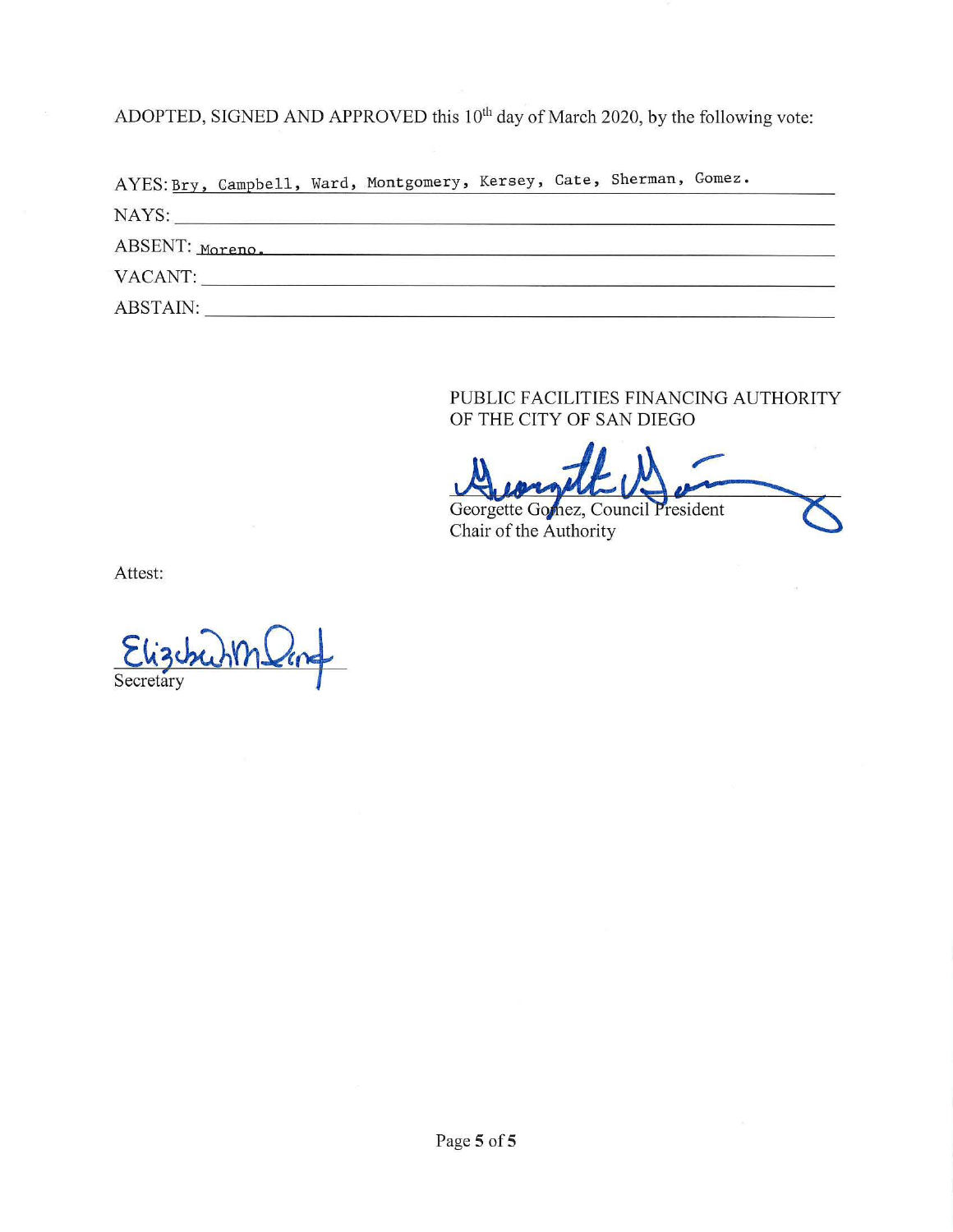ADOPTED, SIGNED AND APPROVED this 10th day of March 2020, by the following vote:

AYES: Bry, Campbell, Ward, Montgomery, Kersey, Cate, Sherman, Gomez.

NAYS:

ABSENT: Moreno.

VACANT:

ABSTAIN:

PUBLIC FACILITIES FINANCING AUTHORITY
OF THE CITY OF SAN DIEGO

Georgette Gomez, Council President
Chair of the Authority

Attest:

Secretary